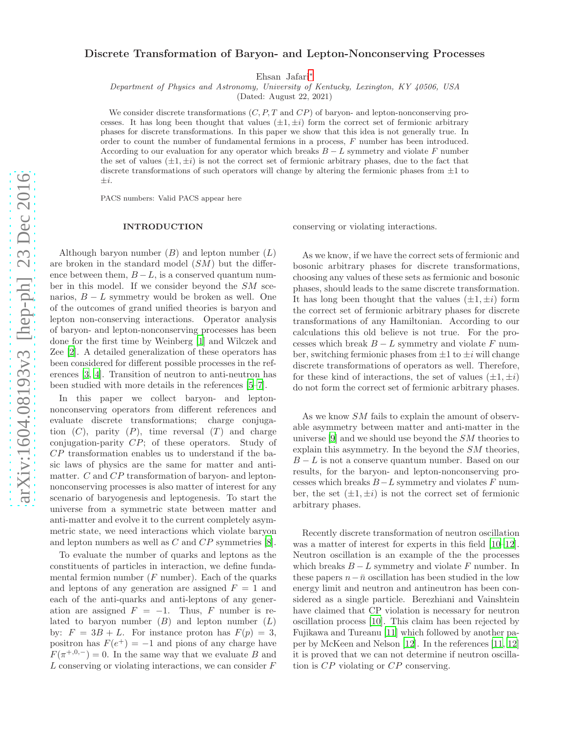# Discrete Transformation of Baryon- and Lepton-Nonconserving Processes

Ehsan Jafari*

*Department of Physics and Astronomy, University of Kentucky, Lexington, KY 40506, USA*

(Dated: August 22, 2021)

We consider discrete transformations ($C, P, T$ and $CP$) of baryon- and lepton-nonconserving processes. It has long been thought that values ($\pm 1, \pm i$) form the correct set of fermionic arbitrary phases for discrete transformations. In this paper we show that this idea is not generally true. In order to count the number of fundamental fermions in a process, $F$ number has been introduced. According to our evaluation for any operator which breaks $B-L$ symmetry and violate $F$ number the set of values ($\pm 1, \pm i$) is not the correct set of fermionic arbitrary phases, due to the fact that discrete transformations of such operators will change by altering the fermionic phases from $\pm 1$ to $\pm i$.

PACS numbers: Valid PACS appear here

## INTRODUCTION

Although baryon number ($B$) and lepton number ($L$) are broken in the standard model ($SM$) but the difference between them, $B-L$, is a conserved quantum number in this model. If we consider beyond the $SM$ scenarios, $B-L$ symmetry would be broken as well. One of the outcomes of grand unified theories is baryon and lepton non-conserving interactions. Operator analysis of baryon- and lepton-nonconserving processes has been done for the first time by Weinberg [1] and Wilczek and Zee [2]. A detailed generalization of these operators has been considered for different possible processes in the references [3, 4]. Transition of neutron to anti-neutron has been studied with more details in the references [5–7].

In this paper we collect baryon- and lepton-nonconserving operators from different references and evaluate discrete transformations; charge conjugation ($C$), parity ($P$), time reversal ($T$) and charge conjugation-parity $CP$; of these operators. Study of $CP$ transformation enables us to understand if the basic laws of physics are the same for matter and antimatter. $C$ and $CP$ transformation of baryon- and lepton-nonconserving processes is also matter of interest for any scenario of baryogenesis and leptogenesis. To start the universe from a symmetric state between matter and anti-matter and evolve it to the current completely asymmetric state, we need interactions which violate baryon and lepton numbers as well as $C$ and $CP$ symmetries [8].

To evaluate the number of quarks and leptons as the constituents of particles in interaction, we define fundamental fermion number ($F$ number). Each of the quarks and leptons of any generation are assigned $F = 1$ and each of the anti-quarks and anti-leptons of any generation are assigned $F = -1$. Thus, $F$ number is related to baryon number ($B$) and lepton number ($L$) by: $F = 3B + L$. For instance proton has $F(p) = 3$, positron has $F(e^+) = -1$ and pions of any charge have $F(\pi^{+,0,-}) = 0$. In the same way that we evaluate $B$ and $L$ conserving or violating interactions, we can consider $F$ conserving or violating interactions.

As we know, if we have the correct sets of fermionic and bosonic arbitrary phases for discrete transformations, choosing any values of these sets as fermionic and bosonic phases, should leads to the same discrete transformation. It has long been thought that the values ($\pm 1, \pm i$) form the correct set of fermionic arbitrary phases for discrete transformations of any Hamiltonian. According to our calculations this old believe is not true. For the processes which break $B-L$ symmetry and violate $F$ number, switching fermionic phases from $\pm 1$ to $\pm i$ will change discrete transformations of operators as well. Therefore, for these kind of interactions, the set of values ($\pm 1, \pm i$) do not form the correct set of fermionic arbitrary phases.

As we know $SM$ fails to explain the amount of observable asymmetry between matter and anti-matter in the universe [9] and we should use beyond the $SM$ theories to explain this asymmetry. In the beyond the $SM$ theories, $B-L$ is not a conserve quantum number. Based on our results, for the baryon- and lepton-nonconserving processes which breaks $B-L$ symmetry and violates $F$ number, the set ($\pm 1, \pm i$) is not the correct set of fermionic arbitrary phases.

Recently discrete transformation of neutron oscillation was a matter of interest for experts in this field [10–12]. Neutron oscillation is an example of the the processes which breaks $B-L$ symmetry and violate $F$ number. In these papers $n-\bar{n}$ oscillation has been studied in the low energy limit and neutron and antineutron has been considered as a single particle. Berezhiani and Vainshtein have claimed that CP violation is necessary for neutron oscillation process [10]. This claim has been rejected by Fujikawa and Tureanu [11] which followed by another paper by McKeen and Nelson [12]. In the references [11, 12] it is proved that we can not determine if neutron oscillation is $CP$ violating or $CP$ conserving.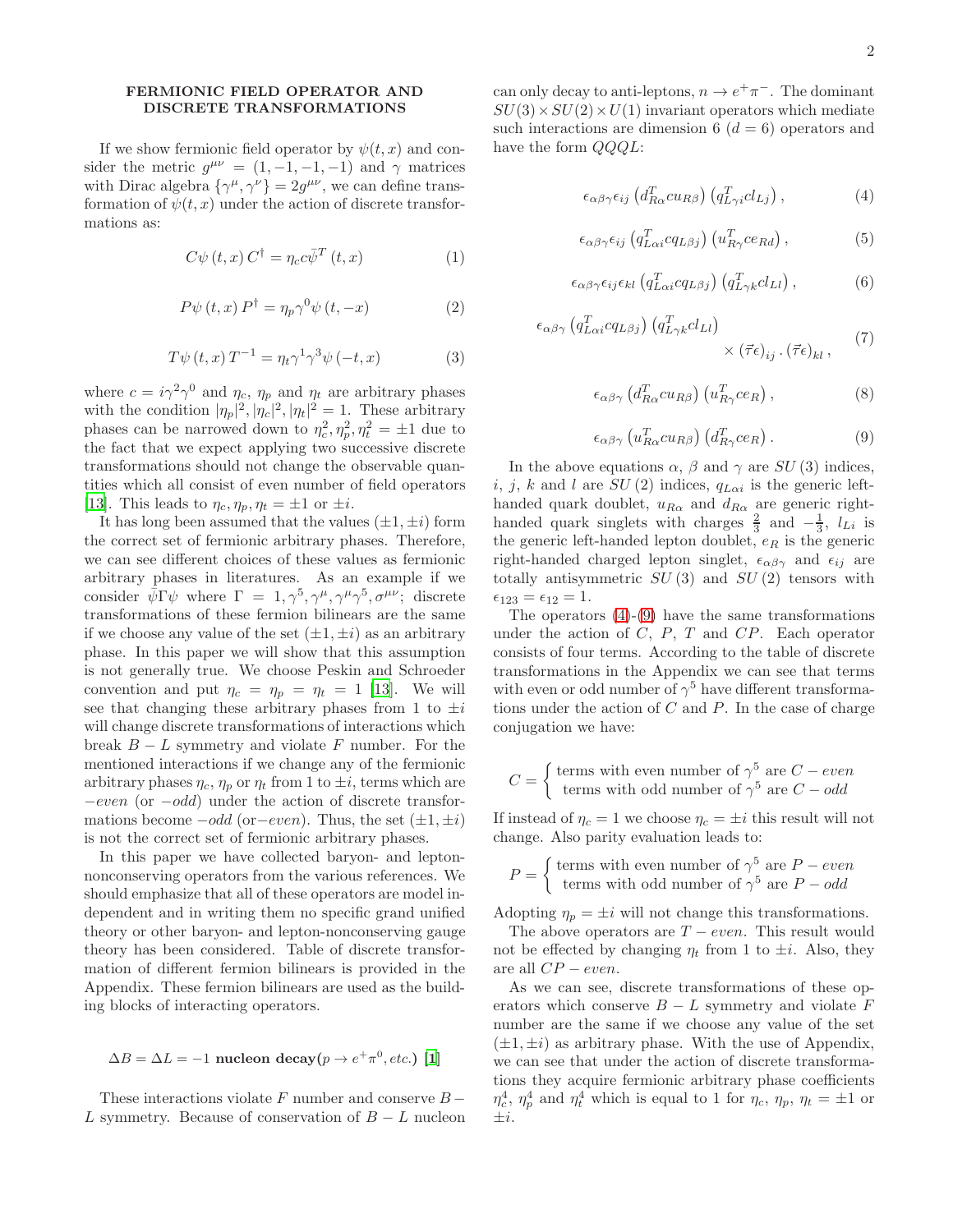## FERMIONIC FIELD OPERATOR AND DISCRETE TRANSFORMATIONS

If we show fermionic field operator by $\psi(t,x)$ and consider the metric $g^{\mu\nu} = (1,-1,-1,-1)$ and $\gamma$ matrices with Dirac algebra $\{\gamma^\mu, \gamma^\nu\} = 2g^{\mu\nu}$, we can define transformation of $\psi(t,x)$ under the action of discrete transformations as:

$$C\psi\left(t,x\right)C^{\dagger} = \eta_c c\bar{\psi}^T\left(t,x\right) \tag{1}$$

$$P\psi\left(t,x\right)P^{\dagger} = \eta_p \gamma^0 \psi\left(t,-x\right) \tag{2}$$

$$T\psi\left(t,x\right)T^{-1} = \eta_t \gamma^1\gamma^3 \psi\left(-t,x\right) \tag{3}$$

where $c = i\gamma^2\gamma^0$ and $\eta_c$, $\eta_p$ and $\eta_t$ are arbitrary phases with the condition $|\eta_p|^2, |\eta_c|^2, |\eta_t|^2 = 1$. These arbitrary phases can be narrowed down to $\eta_c^2, \eta_p^2, \eta_t^2 = \pm 1$ due to the fact that we expect applying two successive discrete transformations should not change the observable quantities which all consist of even number of field operators [13]. This leads to $\eta_c, \eta_p, \eta_t = \pm 1$ or $\pm i$.

It has long been assumed that the values $(\pm 1, \pm i)$ form the correct set of fermionic arbitrary phases. Therefore, we can see different choices of these values as fermionic arbitrary phases in literatures. As an example if we consider $\bar{\psi}\Gamma\psi$ where $\Gamma = 1, \gamma^5, \gamma^\mu, \gamma^\mu\gamma^5, \sigma^{\mu\nu}$; discrete transformations of these fermion bilinears are the same if we choose any value of the set $(\pm 1, \pm i)$ as an arbitrary phase. In this paper we will show that this assumption is not generally true. We choose Peskin and Schroeder convention and put $\eta_c = \eta_p = \eta_t = 1$ [13]. We will see that changing these arbitrary phases from 1 to $\pm i$ will change discrete transformations of interactions which break $B-L$ symmetry and violate $F$ number. For the mentioned interactions if we change any of the fermionic arbitrary phases $\eta_c$, $\eta_p$ or $\eta_t$ from 1 to $\pm i$, terms which are $-even$ (or $-odd$) under the action of discrete transformations become $-odd$ (or $-even$). Thus, the set $(\pm 1, \pm i)$ is not the correct set of fermionic arbitrary phases.

In this paper we have collected baryon- and lepton-nonconserving operators from the various references. We should emphasize that all of these operators are model independent and in writing them no specific grand unified theory or other baryon- and lepton-nonconserving gauge theory has been considered. Table of discrete transformation of different fermion bilinears is provided in the Appendix. These fermion bilinears are used as the building blocks of interacting operators.

### $\Delta B = \Delta L = -1$ nucleon decay($p \to e^+\pi^0, etc.$) [1]

These interactions violate $F$ number and conserve $B-L$ symmetry. Because of conservation of $B-L$ nucleon can only decay to anti-leptons, $n \to e^+\pi^-$. The dominant $SU(3)\times SU(2)\times U(1)$ invariant operators which mediate such interactions are dimension 6 ($d=6$) operators and have the form $QQQL$:

$$\epsilon_{\alpha\beta\gamma}\epsilon_{ij}\left(d^T_{R\alpha}cu_{R\beta}\right)\left(q^T_{L\gamma i}cl_{Lj}\right), \tag{4}$$

$$\epsilon_{\alpha\beta\gamma}\epsilon_{ij}\left(q^T_{L\alpha i}cq_{L\beta j}\right)\left(u^T_{R\gamma}ce_{Rd}\right), \tag{5}$$

$$\epsilon_{\alpha\beta\gamma}\epsilon_{ij}\epsilon_{kl}\left(q^T_{L\alpha i}cq_{L\beta j}\right)\left(q^T_{L\gamma k}cl_{Ll}\right), \tag{6}$$

$$\epsilon_{\alpha\beta\gamma}\left(q^T_{L\alpha i}cq_{L\beta j}\right)\left(q^T_{L\gamma k}cl_{Ll}\right) \times \left(\vec{\tau}\epsilon\right)_{ij}\cdot\left(\vec{\tau}\epsilon\right)_{kl}, \tag{7}$$

$$\epsilon_{\alpha\beta\gamma}\left(d^T_{R\alpha}cu_{R\beta}\right)\left(u^T_{R\gamma}ce_R\right), \tag{8}$$

$$\epsilon_{\alpha\beta\gamma}\left(u^T_{R\alpha}cu_{R\beta}\right)\left(d^T_{R\gamma}ce_R\right). \tag{9}$$

In the above equations $\alpha$, $\beta$ and $\gamma$ are $SU(3)$ indices, $i$, $j$, $k$ and $l$ are $SU(2)$ indices, $q_{L\alpha i}$ is the generic left-handed quark doublet, $u_{R\alpha}$ and $d_{R\alpha}$ are generic right-handed quark singlets with charges $\frac{2}{3}$ and $-\frac{1}{3}$, $l_{Li}$ is the generic left-handed lepton doublet, $e_R$ is the generic right-handed charged lepton singlet, $\epsilon_{\alpha\beta\gamma}$ and $\epsilon_{ij}$ are totally antisymmetric $SU(3)$ and $SU(2)$ tensors with $\epsilon_{123} = \epsilon_{12} = 1$.

The operators (4)-(9) have the same transformations under the action of $C$, $P$, $T$ and $CP$. Each operator consists of four terms. According to the table of discrete transformations in the Appendix we can see that terms with even or odd number of $\gamma^5$ have different transformations under the action of $C$ and $P$. In the case of charge conjugation we have:

$$C = \begin{cases} \text{terms with even number of } \gamma^5 \text{ are } C-even \\ \text{terms with odd number of } \gamma^5 \text{ are } C-odd \end{cases}$$

If instead of $\eta_c = 1$ we choose $\eta_c = \pm i$ this result will not change. Also parity evaluation leads to:

$$P = \begin{cases} \text{terms with even number of } \gamma^5 \text{ are } P-even \\ \text{terms with odd number of } \gamma^5 \text{ are } P-odd \end{cases}$$

Adopting $\eta_p = \pm i$ will not change this transformations.

The above operators are $T-even$. This result would not be effected by changing $\eta_t$ from 1 to $\pm i$. Also, they are all $CP-even$.

As we can see, discrete transformations of these operators which conserve $B-L$ symmetry and violate $F$ number are the same if we choose any value of the set $(\pm 1, \pm i)$ as arbitrary phase. With the use of Appendix, we can see that under the action of discrete transformations they acquire fermionic arbitrary phase coefficients $\eta_c^4$, $\eta_p^4$ and $\eta_t^4$ which is equal to 1 for $\eta_c$, $\eta_p$, $\eta_t = \pm 1$ or $\pm i$.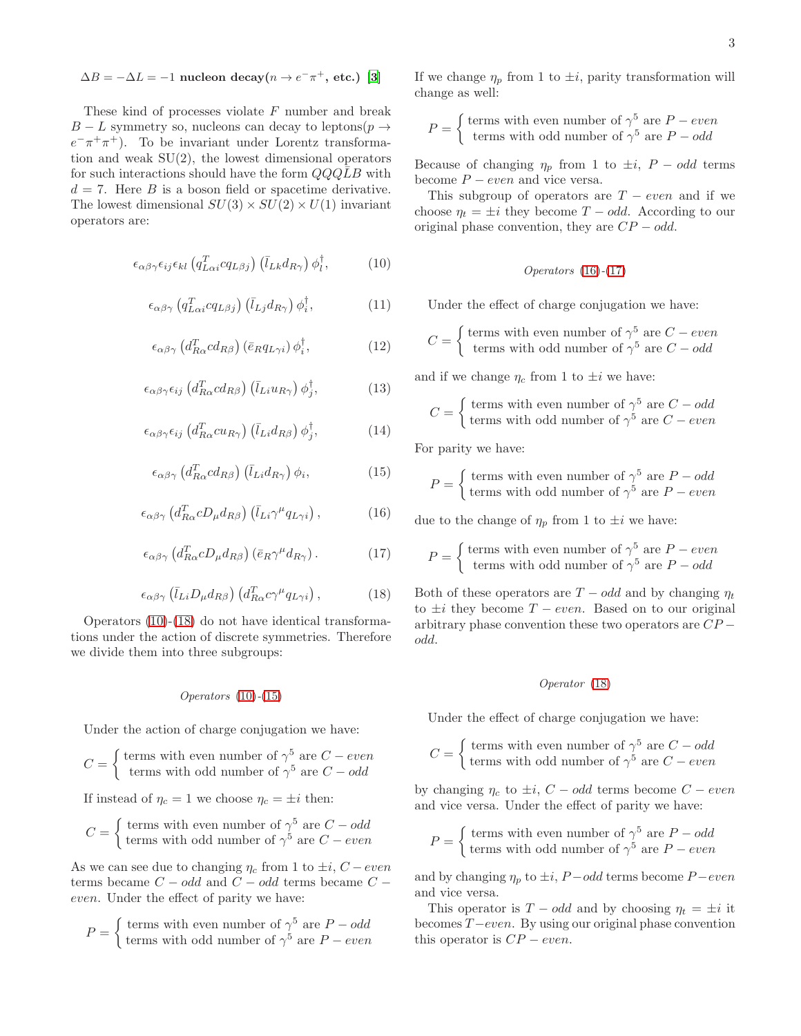**$\Delta B = -\Delta L = -1$ nucleon decay($n \to e^- \pi^+$, etc.) [3]**

These kind of processes violate $F$ number and break $B-L$ symmetry so, nucleons can decay to leptons($p \to e^- \pi^+ \pi^+$). To be invariant under Lorentz transformation and weak SU(2), the lowest dimensional operators for such interactions should have the form $QQQ\bar{L}B$ with $d=7$. Here $B$ is a boson field or spacetime derivative. The lowest dimensional $SU(3)\times SU(2)\times U(1)$ invariant operators are:

$$\epsilon_{\alpha\beta\gamma}\epsilon_{ij}\epsilon_{kl}\left(q^T_{L\alpha i}cq_{L\beta j}\right)\left(\bar{l}_{Lk}d_{R\gamma}\right)\phi^\dagger_l, \tag{10}$$

$$\epsilon_{\alpha\beta\gamma}\left(q^T_{L\alpha i}cq_{L\beta j}\right)\left(\bar{l}_{Lj}d_{R\gamma}\right)\phi^\dagger_i, \tag{11}$$

$$\epsilon_{\alpha\beta\gamma}\left(d^T_{R\alpha}cd_{R\beta}\right)\left(\bar{e}_R q_{L\gamma i}\right)\phi^\dagger_i, \tag{12}$$

$$\epsilon_{\alpha\beta\gamma}\epsilon_{ij}\left(d^T_{R\alpha}cd_{R\beta}\right)\left(\bar{l}_{Li}u_{R\gamma}\right)\phi^\dagger_j, \tag{13}$$

$$\epsilon_{\alpha\beta\gamma}\epsilon_{ij}\left(d^T_{R\alpha}cu_{R\gamma}\right)\left(\bar{l}_{Li}d_{R\beta}\right)\phi^\dagger_j, \tag{14}$$

$$\epsilon_{\alpha\beta\gamma}\left(d^T_{R\alpha}cd_{R\beta}\right)\left(\bar{l}_{Li}d_{R\gamma}\right)\phi_i, \tag{15}$$

$$\epsilon_{\alpha\beta\gamma}\left(d^T_{R\alpha}cD_\mu d_{R\beta}\right)\left(\bar{l}_{Li}\gamma^\mu q_{L\gamma i}\right), \tag{16}$$

$$\epsilon_{\alpha\beta\gamma}\left(d^T_{R\alpha}cD_\mu d_{R\beta}\right)\left(\bar{e}_R\gamma^\mu d_{R\gamma}\right). \tag{17}$$

$$\epsilon_{\alpha\beta\gamma}\left(\bar{l}_{Li}D_\mu d_{R\beta}\right)\left(d^T_{R\alpha}c\gamma^\mu q_{L\gamma i}\right), \tag{18}$$

Operators (10)-(18) do not have identical transformations under the action of discrete symmetries. Therefore we divide them into three subgroups:

*Operators (10)-(15)*

Under the action of charge conjugation we have:

$$C = \begin{cases} \text{terms with even number of } \gamma^5 \text{ are } C-even \\ \text{terms with odd number of } \gamma^5 \text{ are } C-odd \end{cases}$$

If instead of $\eta_c = 1$ we choose $\eta_c = \pm i$ then:

$$C = \begin{cases} \text{terms with even number of } \gamma^5 \text{ are } C-odd \\ \text{terms with odd number of } \gamma^5 \text{ are } C-even \end{cases}$$

As we can see due to changing $\eta_c$ from 1 to $\pm i$, $C-even$ terms became $C-odd$ and $C-odd$ terms became $C-even$. Under the effect of parity we have:

$$P = \begin{cases} \text{terms with even number of } \gamma^5 \text{ are } P-odd \\ \text{terms with odd number of } \gamma^5 \text{ are } P-even \end{cases}$$

If we change $\eta_p$ from 1 to $\pm i$, parity transformation will change as well:

$$P = \begin{cases} \text{terms with even number of } \gamma^5 \text{ are } P-even \\ \text{terms with odd number of } \gamma^5 \text{ are } P-odd \end{cases}$$

Because of changing $\eta_p$ from 1 to $\pm i$, $P-odd$ terms become $P-even$ and vice versa.

This subgroup of operators are $T-even$ and if we choose $\eta_t = \pm i$ they become $T-odd$. According to our original phase convention, they are $CP-odd$.

*Operators (16)-(17)*

Under the effect of charge conjugation we have:

$$C = \begin{cases} \text{terms with even number of } \gamma^5 \text{ are } C-even \\ \text{terms with odd number of } \gamma^5 \text{ are } C-odd \end{cases}$$

and if we change $\eta_c$ from 1 to $\pm i$ we have:

$$C = \begin{cases} \text{terms with even number of } \gamma^5 \text{ are } C-odd \\ \text{terms with odd number of } \gamma^5 \text{ are } C-even \end{cases}$$

For parity we have:

$$P = \begin{cases} \text{terms with even number of } \gamma^5 \text{ are } P-odd \\ \text{terms with odd number of } \gamma^5 \text{ are } P-even \end{cases}$$

due to the change of $\eta_p$ from 1 to $\pm i$ we have:

$$P = \begin{cases} \text{terms with even number of } \gamma^5 \text{ are } P-even \\ \text{terms with odd number of } \gamma^5 \text{ are } P-odd \end{cases}$$

Both of these operators are $T-odd$ and by changing $\eta_t$ to $\pm i$ they become $T-even$. Based on to our original arbitrary phase convention these two operators are $CP-odd$.

*Operator (18)*

Under the effect of charge conjugation we have:

$$C = \begin{cases} \text{terms with even number of } \gamma^5 \text{ are } C-odd \\ \text{terms with odd number of } \gamma^5 \text{ are } C-even \end{cases}$$

by changing $\eta_c$ to $\pm i$, $C-odd$ terms become $C-even$ and vice versa. Under the effect of parity we have:

$$P = \begin{cases} \text{terms with even number of } \gamma^5 \text{ are } P-odd \\ \text{terms with odd number of } \gamma^5 \text{ are } P-even \end{cases}$$

and by changing $\eta_p$ to $\pm i$, $P-odd$ terms become $P-even$ and vice versa.

This operator is $T-odd$ and by choosing $\eta_t = \pm i$ it becomes $T-even$. By using our original phase convention this operator is $CP-even$.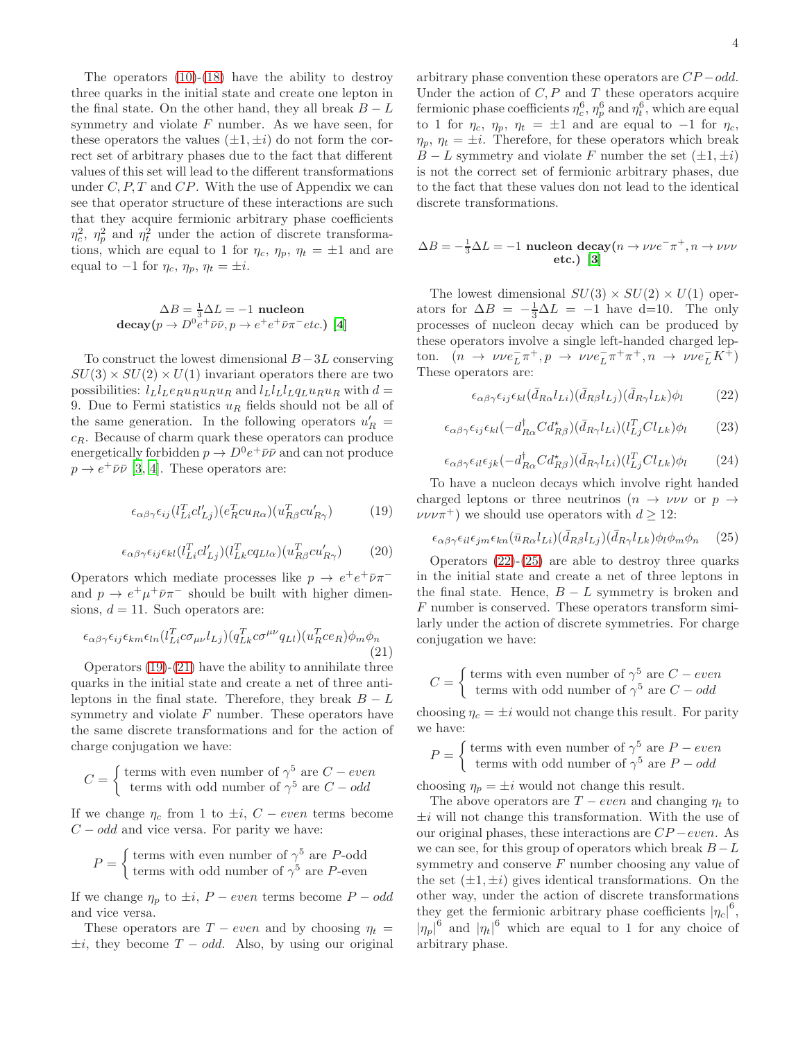The operators (10)-(18) have the ability to destroy three quarks in the initial state and create one lepton in the final state. On the other hand, they all break $B-L$ symmetry and violate $F$ number. As we have seen, for these operators the values $(\pm 1, \pm i)$ do not form the correct set of arbitrary phases due to the fact that different values of this set will lead to the different transformations under $C, P, T$ and $CP$. With the use of Appendix we can see that operator structure of these interactions are such that they acquire fermionic arbitrary phase coefficients $\eta_c^2$, $\eta_p^2$ and $\eta_t^2$ under the action of discrete transformations, which are equal to 1 for $\eta_c$, $\eta_p$, $\eta_t = \pm 1$ and are equal to $-1$ for $\eta_c$, $\eta_p$, $\eta_t = \pm i$.

### $\Delta B = \frac{1}{3}\Delta L = -1$ nucleon decay($p \to D^0 e^+ \bar{\nu}\bar{\nu}, p \to e^+ e^+ \bar{\nu}\pi^- etc.$) [4]

To construct the lowest dimensional $B-3L$ conserving $SU(3)\times SU(2)\times U(1)$ invariant operators there are two possibilities: $l_L l_L e_R u_R u_R u_R$ and $l_L l_L l_L q_L u_R u_R$ with $d = 9$. Due to Fermi statistics $u_R$ fields should not be all of the same generation. In the following operators $u'_R = c_R$. Because of charm quark these operators can produce energetically forbidden $p \to D^0 e^+ \bar{\nu}\bar{\nu}$ and can not produce $p \to e^+ \bar{\nu}\bar{\nu}$ [3, 4]. These operators are:

$$\epsilon_{\alpha\beta\gamma}\epsilon_{ij}(l_{Li}^T c l'_{Lj})(e_R^T c u_{R\alpha})(u_{R\beta}^T c u'_{R\gamma}) \tag{19}$$

$$\epsilon_{\alpha\beta\gamma}\epsilon_{ij}\epsilon_{kl}(l_{Li}^T c l'_{Lj})(l_{Lk}^T c q_{Ll\alpha})(u_{R\beta}^T c u'_{R\gamma}) \tag{20}$$

Operators which mediate processes like $p \to e^+ e^+ \bar{\nu}\pi^-$ and $p \to e^+ \mu^+ \bar{\nu}\pi^-$ should be built with higher dimensions, $d = 11$. Such operators are:

$$\epsilon_{\alpha\beta\gamma}\epsilon_{ij}\epsilon_{km}\epsilon_{ln}(l_{Li}^T c\sigma_{\mu\nu} l_{Lj})(q_{Lk}^T c\sigma^{\mu\nu} q_{Ll})(u_R^T c e_R)\phi_m\phi_n \tag{21}$$

Operators (19)-(21) have the ability to annihilate three quarks in the initial state and create a net of three antileptons in the final state. Therefore, they break $B-L$ symmetry and violate $F$ number. These operators have the same discrete transformations and for the action of charge conjugation we have:

$$C = \begin{cases} \text{terms with even number of } \gamma^5 \text{ are } C-even \\ \text{terms with odd number of } \gamma^5 \text{ are } C-odd \end{cases}$$

If we change $\eta_c$ from 1 to $\pm i$, $C-even$ terms become $C-odd$ and vice versa. For parity we have:

$$P = \begin{cases} \text{terms with even number of } \gamma^5 \text{ are } P\text{-odd} \\ \text{terms with odd number of } \gamma^5 \text{ are } P\text{-even} \end{cases}$$

If we change $\eta_p$ to $\pm i$, $P-even$ terms become $P-odd$ and vice versa.

These operators are $T-even$ and by choosing $\eta_t = \pm i$, they become $T-odd$. Also, by using our original arbitrary phase convention these operators are $CP-odd$. Under the action of $C, P$ and $T$ these operators acquire fermionic phase coefficients $\eta_c^6$, $\eta_p^6$ and $\eta_t^6$, which are equal to 1 for $\eta_c$, $\eta_p$, $\eta_t = \pm 1$ and are equal to $-1$ for $\eta_c$, $\eta_p$, $\eta_t = \pm i$. Therefore, for these operators which break $B-L$ symmetry and violate $F$ number the set $(\pm 1, \pm i)$ is not the correct set of fermionic arbitrary phases, due to the fact that these values don not lead to the identical discrete transformations.

### $\Delta B = -\frac{1}{3}\Delta L = -1$ nucleon decay($n \to \nu\nu e^-\pi^+, n \to \nu\nu\nu$ etc.) [3]

The lowest dimensional $SU(3)\times SU(2)\times U(1)$ operators for $\Delta B = -\frac{1}{3}\Delta L = -1$ have d=10. The only processes of nucleon decay which can be produced by these operators involve a single left-handed charged lepton. ($n \to \nu\nu e_L^- \pi^+, p \to \nu\nu e_L^- \pi^+\pi^+, n \to \nu\nu e_L^- K^+$) These operators are:

$$\epsilon_{\alpha\beta\gamma}\epsilon_{ij}\epsilon_{kl}(\bar{d}_{R\alpha} l_{Li})(\bar{d}_{R\beta} l_{Lj})(\bar{d}_{R\gamma} l_{Lk})\phi_l \tag{22}$$

$$\epsilon_{\alpha\beta\gamma}\epsilon_{ij}\epsilon_{kl}(-d_{R\alpha}^\dagger C d_{R\beta}^\star)(\bar{d}_{R\gamma} l_{Li})(l_{Lj}^T C l_{Lk})\phi_l \tag{23}$$

$$\epsilon_{\alpha\beta\gamma}\epsilon_{il}\epsilon_{jk}(-d_{R\alpha}^\dagger C d_{R\beta}^\star)(\bar{d}_{R\gamma} l_{Li})(l_{Lj}^T C l_{Lk})\phi_l \tag{24}$$

To have a nucleon decays which involve right handed charged leptons or three neutrinos ($n \to \nu\nu\nu$ or $p \to \nu\nu\nu\pi^+$) we should use operators with $d \geq 12$:

$$\epsilon_{\alpha\beta\gamma}\epsilon_{il}\epsilon_{jm}\epsilon_{kn}(\bar{u}_{R\alpha} l_{Li})(\bar{d}_{R\beta} l_{Lj})(\bar{d}_{R\gamma} l_{Lk})\phi_l\phi_m\phi_n \tag{25}$$

Operators (22)-(25) are able to destroy three quarks in the initial state and create a net of three leptons in the final state. Hence, $B-L$ symmetry is broken and $F$ number is conserved. These operators transform similarly under the action of discrete symmetries. For charge conjugation we have:

$$C = \begin{cases} \text{terms with even number of } \gamma^5 \text{ are } C-even \\ \text{terms with odd number of } \gamma^5 \text{ are } C-odd \end{cases}$$

choosing $\eta_c = \pm i$ would not change this result. For parity we have:

$$P = \begin{cases} \text{terms with even number of } \gamma^5 \text{ are } P-even \\ \text{terms with odd number of } \gamma^5 \text{ are } P-odd \end{cases}$$

choosing $\eta_p = \pm i$ would not change this result.

The above operators are $T-even$ and changing $\eta_t$ to $\pm i$ will not change this transformation. With the use of our original phases, these interactions are $CP-even$. As we can see, for this group of operators which break $B-L$ symmetry and conserve $F$ number choosing any value of the set $(\pm 1, \pm i)$ gives identical transformations. On the other way, under the action of discrete transformations they get the fermionic arbitrary phase coefficients $|\eta_c|^6$, $|\eta_p|^6$ and $|\eta_t|^6$ which are equal to 1 for any choice of arbitrary phase.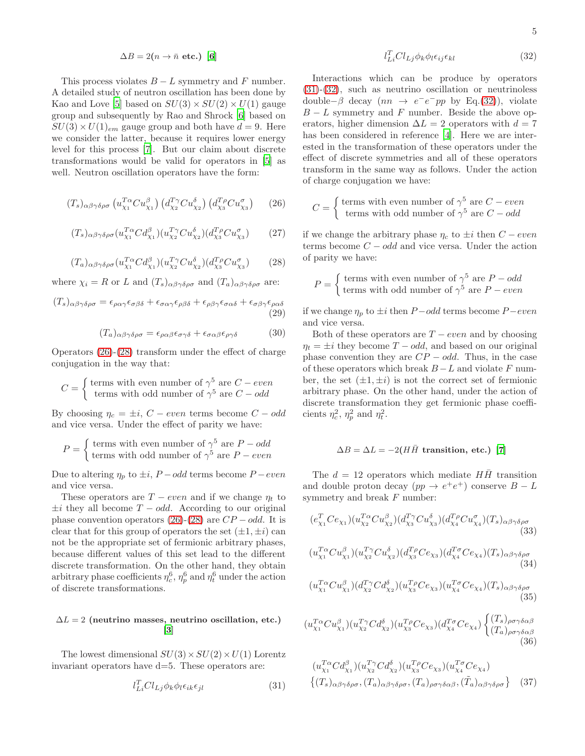### $\Delta B = 2(n \to \bar{n}$ etc.) [6]

This process violates $B-L$ symmetry and $F$ number. A detailed study of neutron oscillation has been done by Kao and Love [5] based on $SU(3)\times SU(2)\times U(1)$ gauge group and subsequently by Rao and Shrock [6] based on $SU(3)\times U(1)_{em}$ gauge group and both have $d=9$. Here we consider the latter, because it requires lower energy level for this process [7]. But our claim about discrete transformations would be valid for operators in [5] as well. Neutron oscillation operators have the form:

$$(T_s)_{\alpha\beta\gamma\delta\rho\sigma}\left(u^{T\alpha}_{\chi_1}Cu^{\beta}_{\chi_1}\right)\left(d^{T\gamma}_{\chi_2}Cu^{\delta}_{\chi_2}\right)\left(d^{T\rho}_{\chi_3}Cu^{\sigma}_{\chi_3}\right) \tag{26}$$

$$(T_s)_{\alpha\beta\gamma\delta\rho\sigma}(u^{T\alpha}_{\chi_1}Cd^{\beta}_{\chi_1})(u^{T\gamma}_{\chi_2}Cu^{\delta}_{\chi_2})(d^{T\rho}_{\chi_3}Cu^{\sigma}_{\chi_3}) \tag{27}$$

$$(T_a)_{\alpha\beta\gamma\delta\rho\sigma}(u^{T\alpha}_{\chi_1}Cd^{\beta}_{\chi_1})(u^{T\gamma}_{\chi_2}Cu^{\delta}_{\chi_2})(d^{T\rho}_{\chi_3}Cu^{\sigma}_{\chi_3}) \tag{28}$$

where $\chi_i = R$ or $L$ and $(T_s)_{\alpha\beta\gamma\delta\rho\sigma}$ and $(T_a)_{\alpha\beta\gamma\delta\rho\sigma}$ are:

$$(T_s)_{\alpha\beta\gamma\delta\rho\sigma} = \epsilon_{\rho\alpha\gamma}\epsilon_{\sigma\beta\delta} + \epsilon_{\sigma\alpha\gamma}\epsilon_{\rho\beta\delta} + \epsilon_{\rho\beta\gamma}\epsilon_{\sigma\alpha\delta} + \epsilon_{\sigma\beta\gamma}\epsilon_{\rho\alpha\delta} \tag{29}$$

$$(T_a)_{\alpha\beta\gamma\delta\rho\sigma} = \epsilon_{\rho\alpha\beta}\epsilon_{\sigma\gamma\delta} + \epsilon_{\sigma\alpha\beta}\epsilon_{\rho\gamma\delta} \tag{30}$$

Operators (26)-(28) transform under the effect of charge conjugation in the way that:

$$C = \begin{cases} \text{terms with even number of } \gamma^5 \text{ are } C-even \\ \text{terms with odd number of } \gamma^5 \text{ are } C-odd \end{cases}$$

By choosing $\eta_c = \pm i$, $C-even$ terms become $C-odd$ and vice versa. Under the effect of parity we have:

$$P = \begin{cases} \text{terms with even number of } \gamma^5 \text{ are } P-odd \\ \text{terms with odd number of } \gamma^5 \text{ are } P-even \end{cases}$$

Due to altering $\eta_p$ to $\pm i$, $P-odd$ terms become $P-even$ and vice versa.

These operators are $T-even$ and if we change $\eta_t$ to $\pm i$ they all become $T-odd$. According to our original phase convention operators (26)-(28) are $CP-odd$. It is clear that for this group of operators the set $(\pm 1, \pm i)$ can not be the appropriate set of fermionic arbitrary phases, because different values of this set lead to the different discrete transformation. On the other hand, they obtain arbitrary phase coefficients $\eta_c^6$, $\eta_p^6$ and $\eta_t^6$ under the action of discrete transformations.

### $\Delta L = 2$ (neutrino masses, neutrino oscillation, etc.) [3]

The lowest dimensional $SU(3)\times SU(2)\times U(1)$ Lorentz invariant operators have d=5. These operators are:

$$l^T_{Li}Cl_{Lj}\phi_k\phi_l\epsilon_{ik}\epsilon_{jl} \tag{31}$$

$$l^T_{Li}Cl_{Lj}\phi_k\phi_l\epsilon_{ij}\epsilon_{kl} \tag{32}$$

Interactions which can be produce by operators (31)-(32), such as neutrino oscillation or neutrinoless double$-\beta$ decay ($nn \to e^-e^-pp$ by Eq.(32)), violate $B-L$ symmetry and $F$ number. Beside the above operators, higher dimension $\Delta L = 2$ operators with $d=7$ has been considered in reference [4]. Here we are interested in the transformation of these operators under the effect of discrete symmetries and all of these operators transform in the same way as follows. Under the action of charge conjugation we have:

$$C = \begin{cases} \text{terms with even number of } \gamma^5 \text{ are } C-even \\ \text{terms with odd number of } \gamma^5 \text{ are } C-odd \end{cases}$$

if we change the arbitrary phase $\eta_c$ to $\pm i$ then $C-even$ terms become $C-odd$ and vice versa. Under the action of parity we have:

$$P = \begin{cases} \text{terms with even number of } \gamma^5 \text{ are } P-odd \\ \text{terms with odd number of } \gamma^5 \text{ are } P-even \end{cases}$$

if we change $\eta_p$ to $\pm i$ then $P-odd$ terms become $P-even$ and vice versa.

Both of these operators are $T-even$ and by choosing $\eta_t = \pm i$ they become $T-odd$, and based on our original phase convention they are $CP-odd$. Thus, in the case of these operators which break $B-L$ and violate $F$ number, the set $(\pm 1, \pm i)$ is not the correct set of fermionic arbitrary phase. On the other hand, under the action of discrete transformation they get fermionic phase coefficients $\eta_c^2$, $\eta_p^2$ and $\eta_t^2$.

### $\Delta B = \Delta L = -2(H\bar{H}$ transition, etc.) [7]

The $d=12$ operators which mediate $H\bar{H}$ transition and double proton decay ($pp \to e^+e^+$) conserve $B-L$ symmetry and break $F$ number:

$$(e^T_{\chi_1}Ce_{\chi_1})(u^{T\alpha}_{\chi_2}Cu^{\beta}_{\chi_2})(d^{T\gamma}_{\chi_3}Cu^{\delta}_{\chi_3})(d^{T\rho}_{\chi_4}Cu^{\sigma}_{\chi_4})(T_s)_{\alpha\beta\gamma\delta\rho\sigma} \tag{33}$$

$$(u^{T\alpha}_{\chi_1}Cu^{\beta}_{\chi_1})(u^{T\gamma}_{\chi_2}Cu^{\delta}_{\chi_2})(d^{T\rho}_{\chi_3}Ce_{\chi_3})(d^{T\sigma}_{\chi_4}Ce_{\chi_4})(T_s)_{\alpha\beta\gamma\delta\rho\sigma} \tag{34}$$

$$(u^{T\alpha}_{\chi_1}Cu^{\beta}_{\chi_1})(d^{T\gamma}_{\chi_2}Cd^{\delta}_{\chi_2})(u^{T\rho}_{\chi_3}Ce_{\chi_3})(u^{T\sigma}_{\chi_4}Ce_{\chi_4})(T_s)_{\alpha\beta\gamma\delta\rho\sigma} \tag{35}$$

$$(u^{T\alpha}_{\chi_1}Cu^{\beta}_{\chi_1})(u^{T\gamma}_{\chi_2}Cd^{\delta}_{\chi_2})(u^{T\rho}_{\chi_3}Ce_{\chi_3})(d^{T\sigma}_{\chi_4}Ce_{\chi_4})\begin{cases}(T_s)_{\rho\sigma\gamma\delta\alpha\beta}\\(T_a)_{\rho\sigma\gamma\delta\alpha\beta}\end{cases} \tag{36}$$

$$(u^{T\alpha}_{\chi_1}Cd^{\beta}_{\chi_1})(u^{T\gamma}_{\chi_2}Cd^{\delta}_{\chi_2})(u^{T\rho}_{\chi_3}Ce_{\chi_3})(u^{T\sigma}_{\chi_4}Ce_{\chi_4})\left\{(T_s)_{\alpha\beta\gamma\delta\rho\sigma},(T_a)_{\alpha\beta\gamma\delta\rho\sigma},(T_a)_{\rho\sigma\gamma\delta\alpha\beta},(\tilde{T}_a)_{\alpha\beta\gamma\delta\rho\sigma}\right\} \tag{37}$$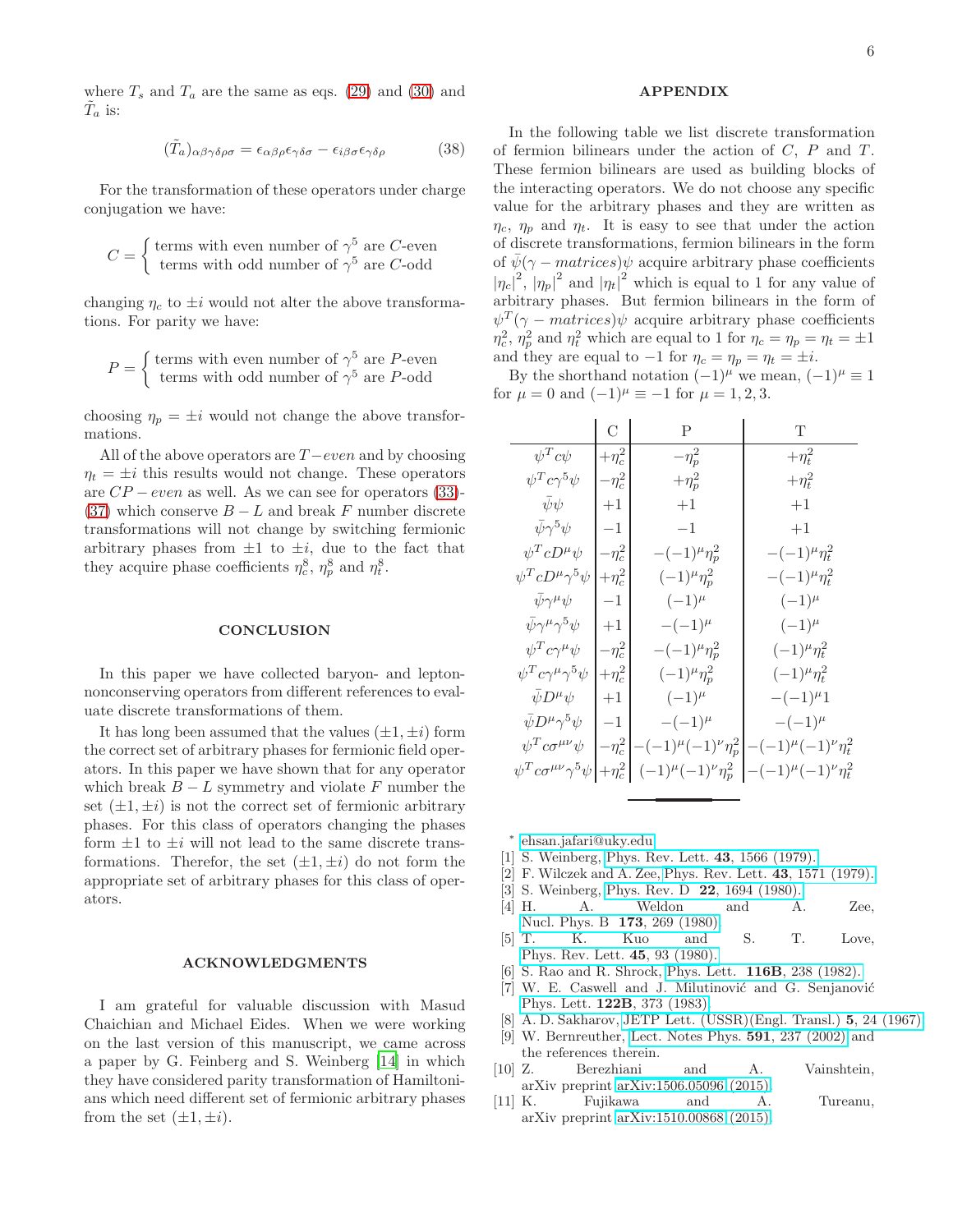where $T_s$ and $T_a$ are the same as eqs. (29) and (30) and $\tilde{T}_a$ is:

$$(\tilde{T}_a)_{\alpha\beta\gamma\delta\rho\sigma} = \epsilon_{\alpha\beta\rho}\epsilon_{\gamma\delta\sigma} - \epsilon_{i\beta\sigma}\epsilon_{\gamma\delta\rho} \tag{38}$$

For the transformation of these operators under charge conjugation we have:

$$C = \begin{cases} \text{terms with even number of } \gamma^5 \text{ are } C\text{-even} \\ \text{terms with odd number of } \gamma^5 \text{ are } C\text{-odd} \end{cases}$$

changing $\eta_c$ to $\pm i$ would not alter the above transformations. For parity we have:

$$P = \begin{cases} \text{terms with even number of } \gamma^5 \text{ are } P\text{-even} \\ \text{terms with odd number of } \gamma^5 \text{ are } P\text{-odd} \end{cases}$$

choosing $\eta_p = \pm i$ would not change the above transformations.

All of the above operators are $T-even$ and by choosing $\eta_t = \pm i$ this results would not change. These operators are $CP-even$ as well. As we can see for operators (33)-(37) which conserve $B-L$ and break $F$ number discrete transformations will not change by switching fermionic arbitrary phases from $\pm 1$ to $\pm i$, due to the fact that they acquire phase coefficients $\eta_c^8$, $\eta_p^8$ and $\eta_t^8$.

## CONCLUSION

In this paper we have collected baryon- and lepton-nonconserving operators from different references to evaluate discrete transformations of them.

It has long been assumed that the values $(\pm 1, \pm i)$ form the correct set of arbitrary phases for fermionic field operators. In this paper we have shown that for any operator which break $B-L$ symmetry and violate $F$ number the set $(\pm 1, \pm i)$ is not the correct set of fermionic arbitrary phases. For this class of operators changing the phases form $\pm 1$ to $\pm i$ will not lead to the same discrete transformations. Therefor, the set $(\pm 1, \pm i)$ do not form the appropriate set of arbitrary phases for this class of operators.

## ACKNOWLEDGMENTS

I am grateful for valuable discussion with Masud Chaichian and Michael Eides. When we were working on the last version of this manuscript, we came across a paper by G. Feinberg and S. Weinberg [14] in which they have considered parity transformation of Hamiltonians which need different set of fermionic arbitrary phases from the set $(\pm 1, \pm i)$.

## APPENDIX

In the following table we list discrete transformation of fermion bilinears under the action of $C$, $P$ and $T$. These fermion bilinears are used as building blocks of the interacting operators. We do not choose any specific value for the arbitrary phases and they are written as $\eta_c$, $\eta_p$ and $\eta_t$. It is easy to see that under the action of discrete transformations, fermion bilinears in the form of $\bar{\psi}(\gamma - matrices)\psi$ acquire arbitrary phase coefficients $|\eta_c|^2$, $|\eta_p|^2$ and $|\eta_t|^2$ which is equal to 1 for any value of arbitrary phases. But fermion bilinears in the form of $\psi^T(\gamma - matrices)\psi$ acquire arbitrary phase coefficients $\eta_c^2$, $\eta_p^2$ and $\eta_t^2$ which are equal to 1 for $\eta_c = \eta_p = \eta_t = \pm 1$ and they are equal to $-1$ for $\eta_c = \eta_p = \eta_t = \pm i$.

By the shorthand notation $(-1)^\mu$ we mean, $(-1)^\mu \equiv 1$ for $\mu = 0$ and $(-1)^\mu \equiv -1$ for $\mu = 1, 2, 3$.

| | C | P | T |
|---|---|---|---|
| $\psi^T c\psi$ | $+\eta_c^2$ | $-\eta_p^2$ | $+\eta_t^2$ |
| $\psi^T c\gamma^5\psi$ | $-\eta_c^2$ | $+\eta_p^2$ | $+\eta_t^2$ |
| $\bar{\psi}\psi$ | $+1$ | $+1$ | $+1$ |
| $\bar{\psi}\gamma^5\psi$ | $-1$ | $-1$ | $+1$ |
| $\psi^T cD^\mu\psi$ | $-\eta_c^2$ | $-(-1)^\mu\eta_p^2$ | $-(-1)^\mu\eta_t^2$ |
| $\psi^T cD^\mu\gamma^5\psi$ | $+\eta_c^2$ | $(-1)^\mu\eta_p^2$ | $-(-1)^\mu\eta_t^2$ |
| $\bar{\psi}\gamma^\mu\psi$ | $-1$ | $(-1)^\mu$ | $(-1)^\mu$ |
| $\bar{\psi}\gamma^\mu\gamma^5\psi$ | $+1$ | $-(-1)^\mu$ | $(-1)^\mu$ |
| $\psi^T c\gamma^\mu\psi$ | $-\eta_c^2$ | $-(-1)^\mu\eta_p^2$ | $(-1)^\mu\eta_t^2$ |
| $\psi^T c\gamma^\mu\gamma^5\psi$ | $+\eta_c^2$ | $(-1)^\mu\eta_p^2$ | $(-1)^\mu\eta_t^2$ |
| $\bar{\psi}D^\mu\psi$ | $+1$ | $(-1)^\mu$ | $-(-1)^\mu 1$ |
| $\bar{\psi}D^\mu\gamma^5\psi$ | $-1$ | $-(-1)^\mu$ | $-(-1)^\mu$ |
| $\psi^T c\sigma^{\mu\nu}\psi$ | $-\eta_c^2$ | $-(-1)^\mu(-1)^\nu\eta_p^2$ | $-(-1)^\mu(-1)^\nu\eta_t^2$ |
| $\psi^T c\sigma^{\mu\nu}\gamma^5\psi$ | $+\eta_c^2$ | $(-1)^\mu(-1)^\nu\eta_p^2$ | $-(-1)^\mu(-1)^\nu\eta_t^2$ |

\* ehsan.jafari@uky.edu

[1] S. Weinberg, Phys. Rev. Lett. **43**, 1566 (1979).
[2] F. Wilczek and A. Zee, Phys. Rev. Lett. **43**, 1571 (1979).
[3] S. Weinberg, Phys. Rev. D **22**, 1694 (1980).
[4] H. A. Weldon and A. Zee, Nucl. Phys. B **173**, 269 (1980).
[5] T. K. Kuo and S. T. Love, Phys. Rev. Lett. **45**, 93 (1980).
[6] S. Rao and R. Shrock, Phys. Lett. **116B**, 238 (1982).
[7] W. E. Caswell and J. Milutinović and G. Senjanović Phys. Lett. **122B**, 373 (1983).
[8] A. D. Sakharov, JETP Lett. (USSR)(Engl. Transl.) **5**, 24 (1967).
[9] W. Bernreuther, Lect. Notes Phys. **591**, 237 (2002) and the references therein.
[10] Z. Berezhiani and A. Vainshtein, arXiv preprint arXiv:1506.05096 (2015).
[11] K. Fujikawa and A. Tureanu, arXiv preprint arXiv:1510.00868 (2015).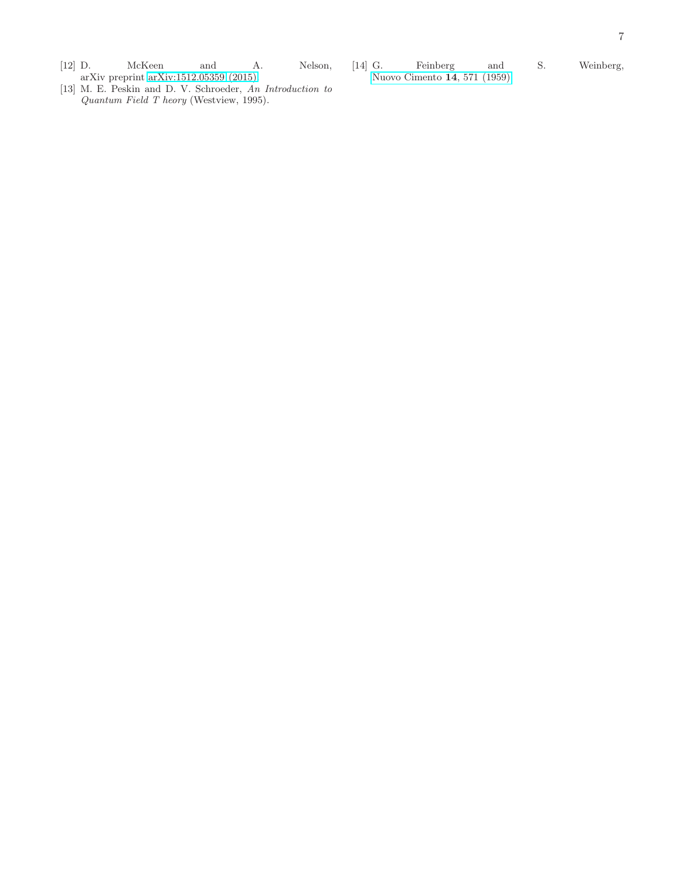[12] D. McKeen and A. Nelson, arXiv preprint arXiv:1512.05359 (2015).

[13] M. E. Peskin and D. V. Schroeder, *An Introduction to Quantum Field T heory* (Westview, 1995).

[14] G. Feinberg and S. Weinberg, Nuovo Cimento **14**, 571 (1959).